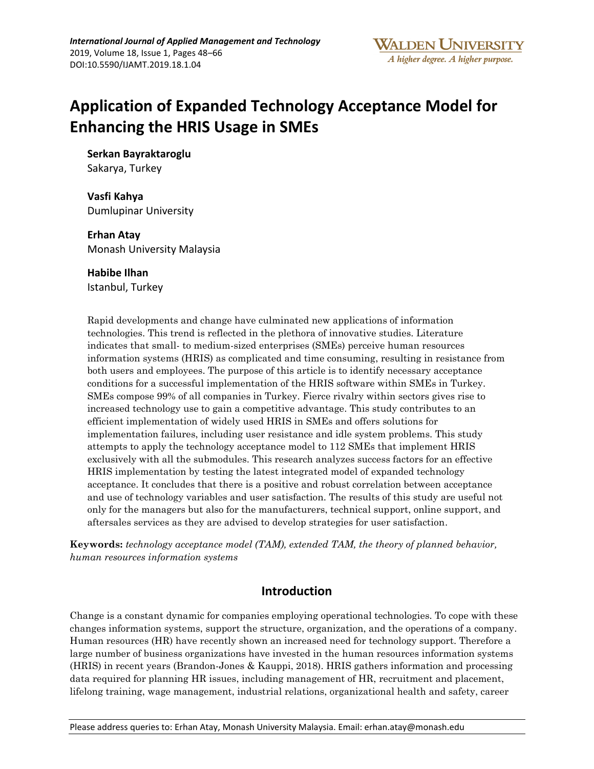# Application of Expanded Technology Acceptance Model for Enhancing the HRIS Usage in SMEs

**Serkan Bayraktaroglu**
Sakarya, Turkey

**Vasfi Kahya**
Dumlupinar University

**Erhan Atay**
Monash University Malaysia

**Habibe Ilhan**
Istanbul, Turkey

Rapid developments and change have culminated new applications of information technologies. This trend is reflected in the plethora of innovative studies. Literature indicates that small- to medium-sized enterprises (SMEs) perceive human resources information systems (HRIS) as complicated and time consuming, resulting in resistance from both users and employees. The purpose of this article is to identify necessary acceptance conditions for a successful implementation of the HRIS software within SMEs in Turkey. SMEs compose 99% of all companies in Turkey. Fierce rivalry within sectors gives rise to increased technology use to gain a competitive advantage. This study contributes to an efficient implementation of widely used HRIS in SMEs and offers solutions for implementation failures, including user resistance and idle system problems. This study attempts to apply the technology acceptance model to 112 SMEs that implement HRIS exclusively with all the submodules. This research analyzes success factors for an effective HRIS implementation by testing the latest integrated model of expanded technology acceptance. It concludes that there is a positive and robust correlation between acceptance and use of technology variables and user satisfaction. The results of this study are useful not only for the managers but also for the manufacturers, technical support, online support, and aftersales services as they are advised to develop strategies for user satisfaction.

**Keywords:** *technology acceptance model (TAM), extended TAM, the theory of planned behavior, human resources information systems*

## Introduction

Change is a constant dynamic for companies employing operational technologies. To cope with these changes information systems, support the structure, organization, and the operations of a company. Human resources (HR) have recently shown an increased need for technology support. Therefore a large number of business organizations have invested in the human resources information systems (HRIS) in recent years (Brandon-Jones & Kauppi, 2018). HRIS gathers information and processing data required for planning HR issues, including management of HR, recruitment and placement, lifelong training, wage management, industrial relations, organizational health and safety, career

Please address queries to: Erhan Atay, Monash University Malaysia. Email: erhan.atay@monash.edu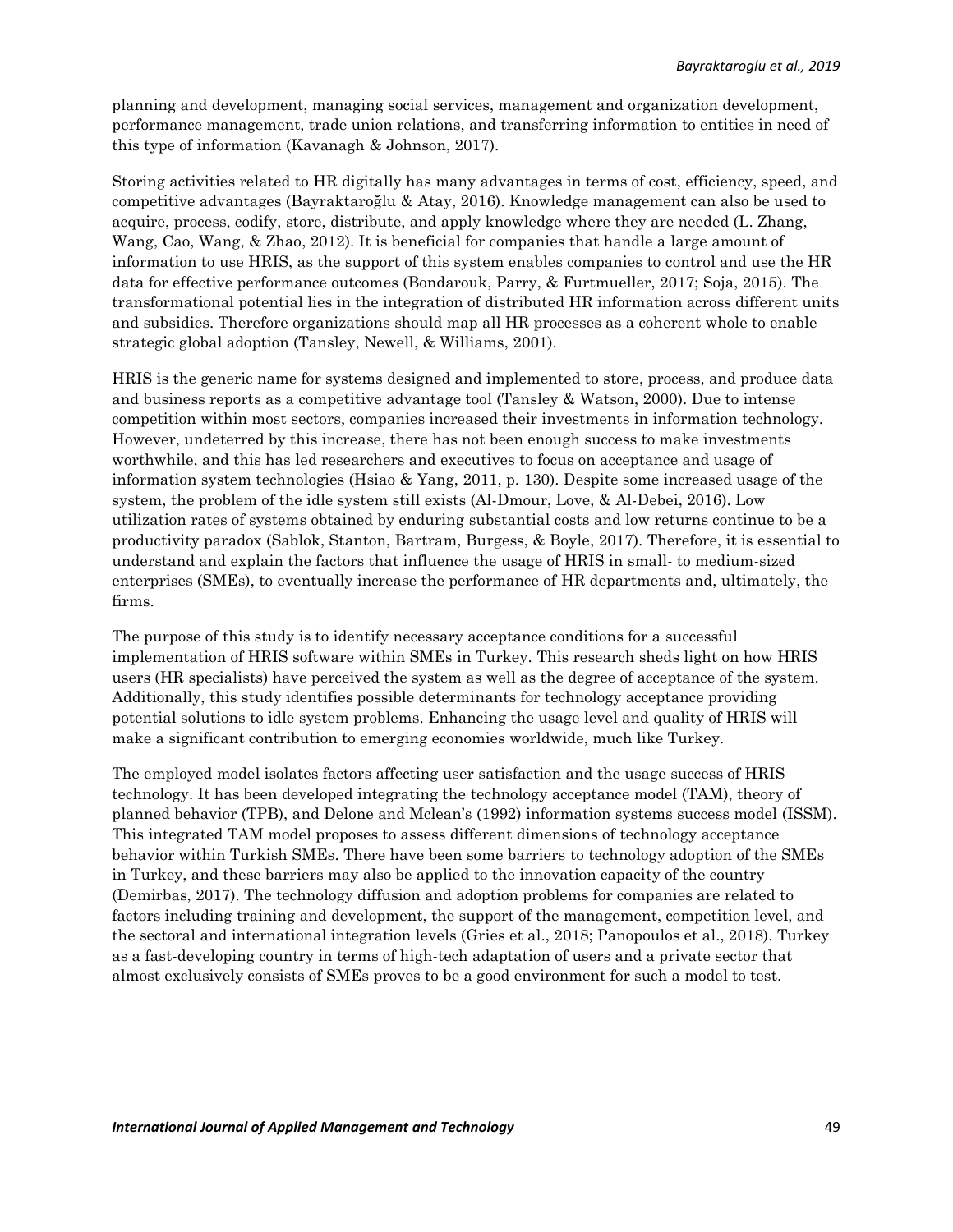planning and development, managing social services, management and organization development, performance management, trade union relations, and transferring information to entities in need of this type of information (Kavanagh & Johnson, 2017).

Storing activities related to HR digitally has many advantages in terms of cost, efficiency, speed, and competitive advantages (Bayraktaroğlu & Atay, 2016). Knowledge management can also be used to acquire, process, codify, store, distribute, and apply knowledge where they are needed (L. Zhang, Wang, Cao, Wang, & Zhao, 2012). It is beneficial for companies that handle a large amount of information to use HRIS, as the support of this system enables companies to control and use the HR data for effective performance outcomes (Bondarouk, Parry, & Furtmueller, 2017; Soja, 2015). The transformational potential lies in the integration of distributed HR information across different units and subsidies. Therefore organizations should map all HR processes as a coherent whole to enable strategic global adoption (Tansley, Newell, & Williams, 2001).

HRIS is the generic name for systems designed and implemented to store, process, and produce data and business reports as a competitive advantage tool (Tansley & Watson, 2000). Due to intense competition within most sectors, companies increased their investments in information technology. However, undeterred by this increase, there has not been enough success to make investments worthwhile, and this has led researchers and executives to focus on acceptance and usage of information system technologies (Hsiao & Yang, 2011, p. 130). Despite some increased usage of the system, the problem of the idle system still exists (Al-Dmour, Love, & Al-Debei, 2016). Low utilization rates of systems obtained by enduring substantial costs and low returns continue to be a productivity paradox (Sablok, Stanton, Bartram, Burgess, & Boyle, 2017). Therefore, it is essential to understand and explain the factors that influence the usage of HRIS in small- to medium-sized enterprises (SMEs), to eventually increase the performance of HR departments and, ultimately, the firms.

The purpose of this study is to identify necessary acceptance conditions for a successful implementation of HRIS software within SMEs in Turkey. This research sheds light on how HRIS users (HR specialists) have perceived the system as well as the degree of acceptance of the system. Additionally, this study identifies possible determinants for technology acceptance providing potential solutions to idle system problems. Enhancing the usage level and quality of HRIS will make a significant contribution to emerging economies worldwide, much like Turkey.

The employed model isolates factors affecting user satisfaction and the usage success of HRIS technology. It has been developed integrating the technology acceptance model (TAM), theory of planned behavior (TPB), and Delone and Mclean's (1992) information systems success model (ISSM). This integrated TAM model proposes to assess different dimensions of technology acceptance behavior within Turkish SMEs. There have been some barriers to technology adoption of the SMEs in Turkey, and these barriers may also be applied to the innovation capacity of the country (Demirbas, 2017). The technology diffusion and adoption problems for companies are related to factors including training and development, the support of the management, competition level, and the sectoral and international integration levels (Gries et al., 2018; Panopoulos et al., 2018). Turkey as a fast-developing country in terms of high-tech adaptation of users and a private sector that almost exclusively consists of SMEs proves to be a good environment for such a model to test.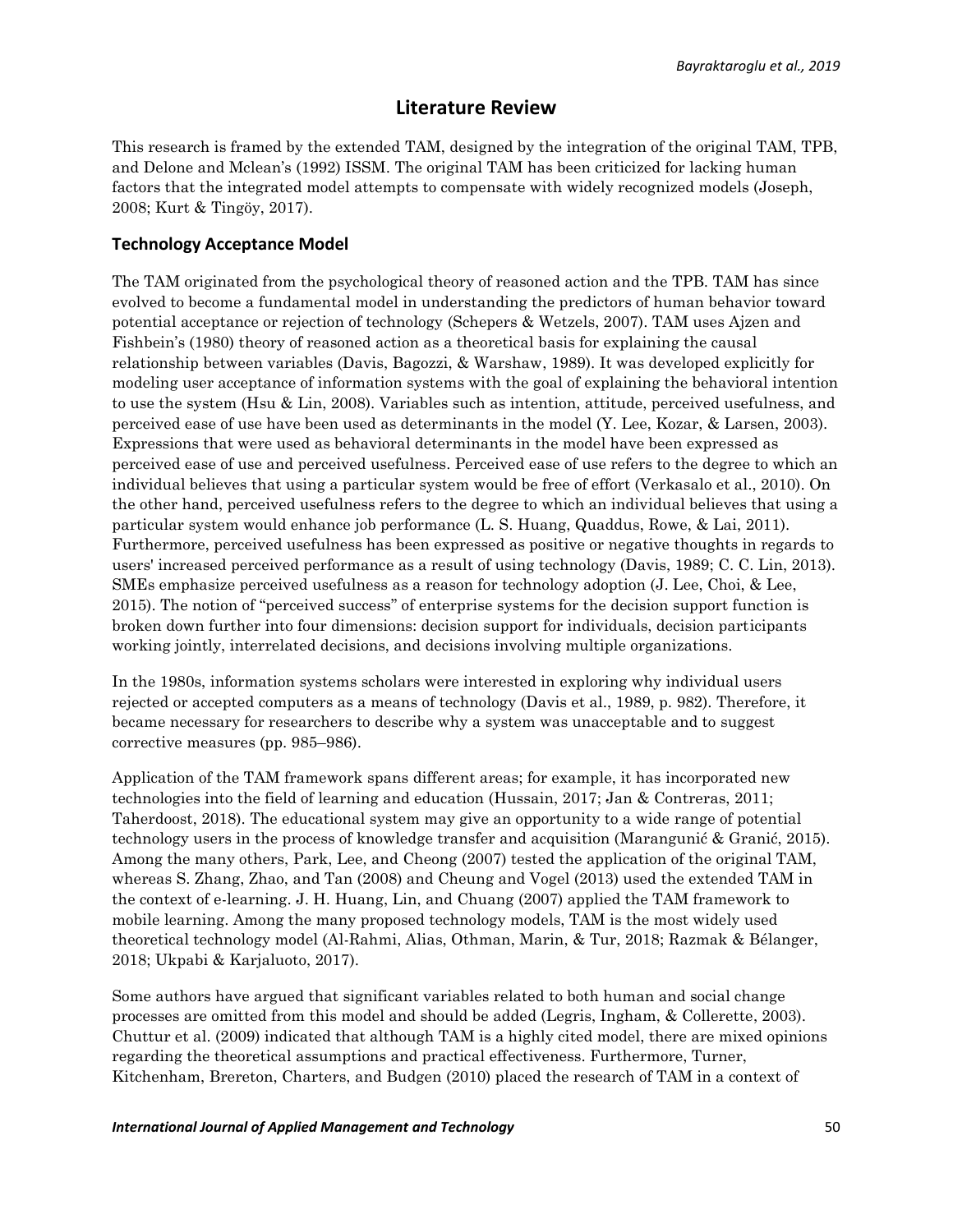# Literature Review

This research is framed by the extended TAM, designed by the integration of the original TAM, TPB, and Delone and Mclean's (1992) ISSM. The original TAM has been criticized for lacking human factors that the integrated model attempts to compensate with widely recognized models (Joseph, 2008; Kurt & Tingöy, 2017).

## Technology Acceptance Model

The TAM originated from the psychological theory of reasoned action and the TPB. TAM has since evolved to become a fundamental model in understanding the predictors of human behavior toward potential acceptance or rejection of technology (Schepers & Wetzels, 2007). TAM uses Ajzen and Fishbein's (1980) theory of reasoned action as a theoretical basis for explaining the causal relationship between variables (Davis, Bagozzi, & Warshaw, 1989). It was developed explicitly for modeling user acceptance of information systems with the goal of explaining the behavioral intention to use the system (Hsu & Lin, 2008). Variables such as intention, attitude, perceived usefulness, and perceived ease of use have been used as determinants in the model (Y. Lee, Kozar, & Larsen, 2003). Expressions that were used as behavioral determinants in the model have been expressed as perceived ease of use and perceived usefulness. Perceived ease of use refers to the degree to which an individual believes that using a particular system would be free of effort (Verkasalo et al., 2010). On the other hand, perceived usefulness refers to the degree to which an individual believes that using a particular system would enhance job performance (L. S. Huang, Quaddus, Rowe, & Lai, 2011). Furthermore, perceived usefulness has been expressed as positive or negative thoughts in regards to users' increased perceived performance as a result of using technology (Davis, 1989; C. C. Lin, 2013). SMEs emphasize perceived usefulness as a reason for technology adoption (J. Lee, Choi, & Lee, 2015). The notion of "perceived success" of enterprise systems for the decision support function is broken down further into four dimensions: decision support for individuals, decision participants working jointly, interrelated decisions, and decisions involving multiple organizations.

In the 1980s, information systems scholars were interested in exploring why individual users rejected or accepted computers as a means of technology (Davis et al., 1989, p. 982). Therefore, it became necessary for researchers to describe why a system was unacceptable and to suggest corrective measures (pp. 985–986).

Application of the TAM framework spans different areas; for example, it has incorporated new technologies into the field of learning and education (Hussain, 2017; Jan & Contreras, 2011; Taherdoost, 2018). The educational system may give an opportunity to a wide range of potential technology users in the process of knowledge transfer and acquisition (Marangunić & Granić, 2015). Among the many others, Park, Lee, and Cheong (2007) tested the application of the original TAM, whereas S. Zhang, Zhao, and Tan (2008) and Cheung and Vogel (2013) used the extended TAM in the context of e-learning. J. H. Huang, Lin, and Chuang (2007) applied the TAM framework to mobile learning. Among the many proposed technology models, TAM is the most widely used theoretical technology model (Al-Rahmi, Alias, Othman, Marin, & Tur, 2018; Razmak & Bélanger, 2018; Ukpabi & Karjaluoto, 2017).

Some authors have argued that significant variables related to both human and social change processes are omitted from this model and should be added (Legris, Ingham, & Collerette, 2003). Chuttur et al. (2009) indicated that although TAM is a highly cited model, there are mixed opinions regarding the theoretical assumptions and practical effectiveness. Furthermore, Turner, Kitchenham, Brereton, Charters, and Budgen (2010) placed the research of TAM in a context of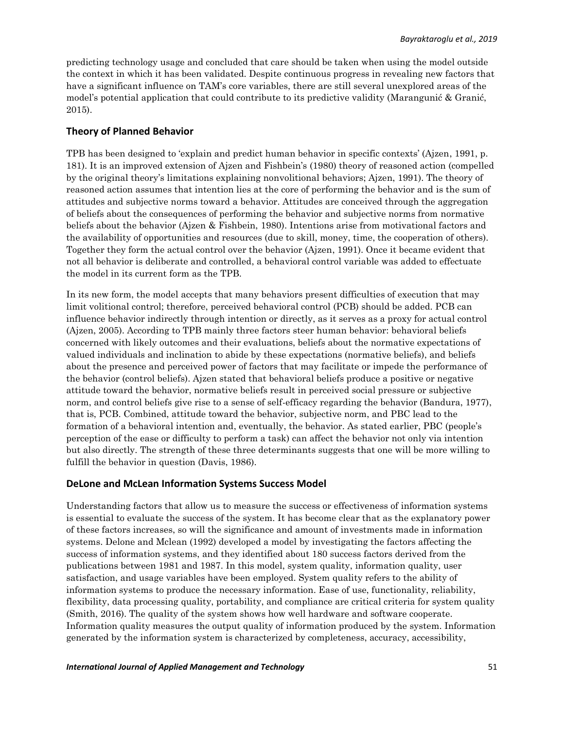predicting technology usage and concluded that care should be taken when using the model outside the context in which it has been validated. Despite continuous progress in revealing new factors that have a significant influence on TAM's core variables, there are still several unexplored areas of the model's potential application that could contribute to its predictive validity (Marangunić & Granić, 2015).

## Theory of Planned Behavior

TPB has been designed to 'explain and predict human behavior in specific contexts' (Ajzen, 1991, p. 181). It is an improved extension of Ajzen and Fishbein's (1980) theory of reasoned action (compelled by the original theory's limitations explaining nonvolitional behaviors; Ajzen, 1991). The theory of reasoned action assumes that intention lies at the core of performing the behavior and is the sum of attitudes and subjective norms toward a behavior. Attitudes are conceived through the aggregation of beliefs about the consequences of performing the behavior and subjective norms from normative beliefs about the behavior (Ajzen & Fishbein, 1980). Intentions arise from motivational factors and the availability of opportunities and resources (due to skill, money, time, the cooperation of others). Together they form the actual control over the behavior (Ajzen, 1991). Once it became evident that not all behavior is deliberate and controlled, a behavioral control variable was added to effectuate the model in its current form as the TPB.

In its new form, the model accepts that many behaviors present difficulties of execution that may limit volitional control; therefore, perceived behavioral control (PCB) should be added. PCB can influence behavior indirectly through intention or directly, as it serves as a proxy for actual control (Ajzen, 2005). According to TPB mainly three factors steer human behavior: behavioral beliefs concerned with likely outcomes and their evaluations, beliefs about the normative expectations of valued individuals and inclination to abide by these expectations (normative beliefs), and beliefs about the presence and perceived power of factors that may facilitate or impede the performance of the behavior (control beliefs). Ajzen stated that behavioral beliefs produce a positive or negative attitude toward the behavior, normative beliefs result in perceived social pressure or subjective norm, and control beliefs give rise to a sense of self-efficacy regarding the behavior (Bandura, 1977), that is, PCB. Combined, attitude toward the behavior, subjective norm, and PBC lead to the formation of a behavioral intention and, eventually, the behavior. As stated earlier, PBC (people's perception of the ease or difficulty to perform a task) can affect the behavior not only via intention but also directly. The strength of these three determinants suggests that one will be more willing to fulfill the behavior in question (Davis, 1986).

## DeLone and McLean Information Systems Success Model

Understanding factors that allow us to measure the success or effectiveness of information systems is essential to evaluate the success of the system. It has become clear that as the explanatory power of these factors increases, so will the significance and amount of investments made in information systems. Delone and Mclean (1992) developed a model by investigating the factors affecting the success of information systems, and they identified about 180 success factors derived from the publications between 1981 and 1987. In this model, system quality, information quality, user satisfaction, and usage variables have been employed. System quality refers to the ability of information systems to produce the necessary information. Ease of use, functionality, reliability, flexibility, data processing quality, portability, and compliance are critical criteria for system quality (Smith, 2016). The quality of the system shows how well hardware and software cooperate. Information quality measures the output quality of information produced by the system. Information generated by the information system is characterized by completeness, accuracy, accessibility,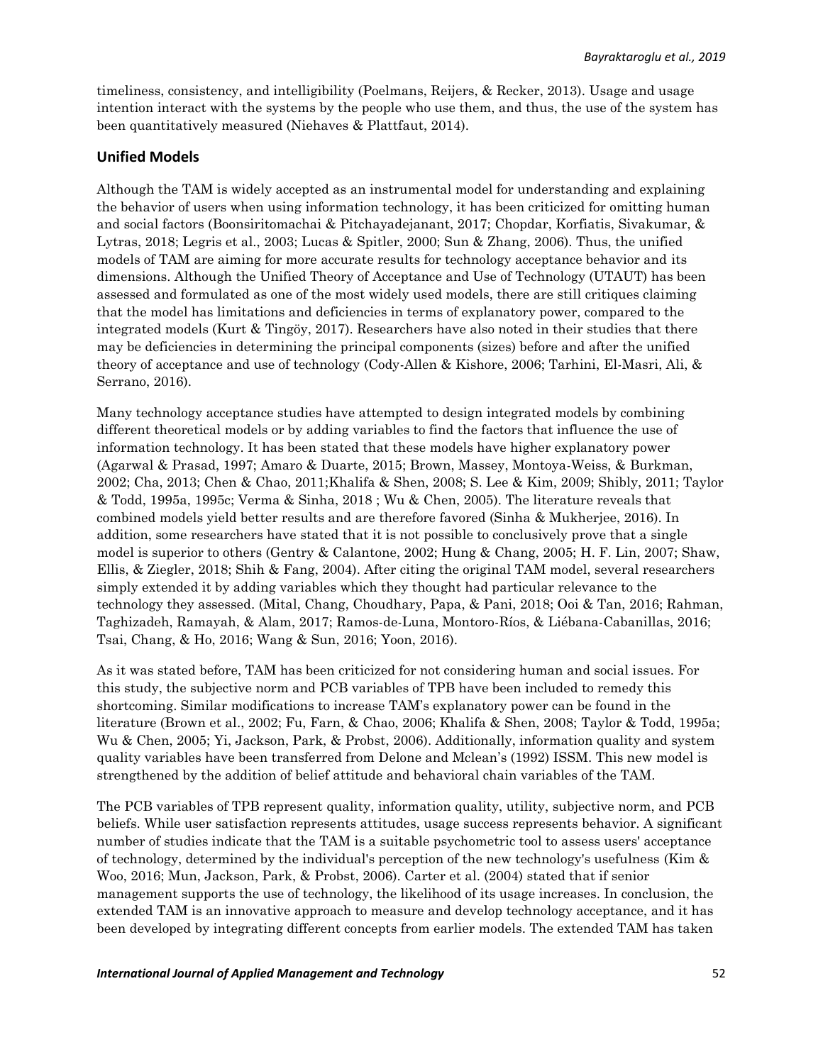timeliness, consistency, and intelligibility (Poelmans, Reijers, & Recker, 2013). Usage and usage intention interact with the systems by the people who use them, and thus, the use of the system has been quantitatively measured (Niehaves & Plattfaut, 2014).

## Unified Models

Although the TAM is widely accepted as an instrumental model for understanding and explaining the behavior of users when using information technology, it has been criticized for omitting human and social factors (Boonsiritomachai & Pitchayadejanant, 2017; Chopdar, Korfiatis, Sivakumar, & Lytras, 2018; Legris et al., 2003; Lucas & Spitler, 2000; Sun & Zhang, 2006). Thus, the unified models of TAM are aiming for more accurate results for technology acceptance behavior and its dimensions. Although the Unified Theory of Acceptance and Use of Technology (UTAUT) has been assessed and formulated as one of the most widely used models, there are still critiques claiming that the model has limitations and deficiencies in terms of explanatory power, compared to the integrated models (Kurt & Tingöy, 2017). Researchers have also noted in their studies that there may be deficiencies in determining the principal components (sizes) before and after the unified theory of acceptance and use of technology (Cody-Allen & Kishore, 2006; Tarhini, El-Masri, Ali, & Serrano, 2016).

Many technology acceptance studies have attempted to design integrated models by combining different theoretical models or by adding variables to find the factors that influence the use of information technology. It has been stated that these models have higher explanatory power (Agarwal & Prasad, 1997; Amaro & Duarte, 2015; Brown, Massey, Montoya-Weiss, & Burkman, 2002; Cha, 2013; Chen & Chao, 2011;Khalifa & Shen, 2008; S. Lee & Kim, 2009; Shibly, 2011; Taylor & Todd, 1995a, 1995c; Verma & Sinha, 2018 ; Wu & Chen, 2005). The literature reveals that combined models yield better results and are therefore favored (Sinha & Mukherjee, 2016). In addition, some researchers have stated that it is not possible to conclusively prove that a single model is superior to others (Gentry & Calantone, 2002; Hung & Chang, 2005; H. F. Lin, 2007; Shaw, Ellis, & Ziegler, 2018; Shih & Fang, 2004). After citing the original TAM model, several researchers simply extended it by adding variables which they thought had particular relevance to the technology they assessed. (Mital, Chang, Choudhary, Papa, & Pani, 2018; Ooi & Tan, 2016; Rahman, Taghizadeh, Ramayah, & Alam, 2017; Ramos-de-Luna, Montoro-Ríos, & Liébana-Cabanillas, 2016; Tsai, Chang, & Ho, 2016; Wang & Sun, 2016; Yoon, 2016).

As it was stated before, TAM has been criticized for not considering human and social issues. For this study, the subjective norm and PCB variables of TPB have been included to remedy this shortcoming. Similar modifications to increase TAM's explanatory power can be found in the literature (Brown et al., 2002; Fu, Farn, & Chao, 2006; Khalifa & Shen, 2008; Taylor & Todd, 1995a; Wu & Chen, 2005; Yi, Jackson, Park, & Probst, 2006). Additionally, information quality and system quality variables have been transferred from Delone and Mclean's (1992) ISSM. This new model is strengthened by the addition of belief attitude and behavioral chain variables of the TAM.

The PCB variables of TPB represent quality, information quality, utility, subjective norm, and PCB beliefs. While user satisfaction represents attitudes, usage success represents behavior. A significant number of studies indicate that the TAM is a suitable psychometric tool to assess users' acceptance of technology, determined by the individual's perception of the new technology's usefulness (Kim & Woo, 2016; Mun, Jackson, Park, & Probst, 2006). Carter et al. (2004) stated that if senior management supports the use of technology, the likelihood of its usage increases. In conclusion, the extended TAM is an innovative approach to measure and develop technology acceptance, and it has been developed by integrating different concepts from earlier models. The extended TAM has taken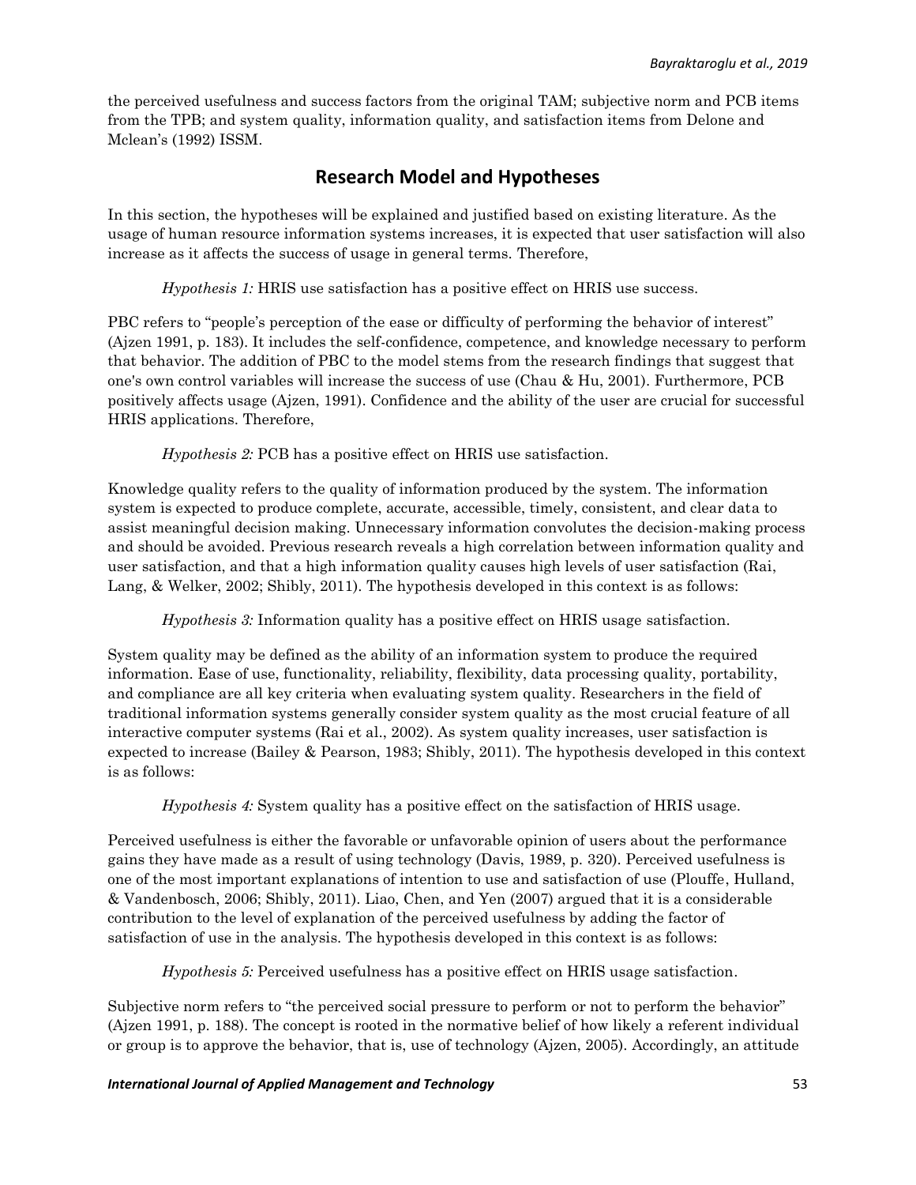the perceived usefulness and success factors from the original TAM; subjective norm and PCB items from the TPB; and system quality, information quality, and satisfaction items from Delone and Mclean's (1992) ISSM.

## Research Model and Hypotheses

In this section, the hypotheses will be explained and justified based on existing literature. As the usage of human resource information systems increases, it is expected that user satisfaction will also increase as it affects the success of usage in general terms. Therefore,

*Hypothesis 1:* HRIS use satisfaction has a positive effect on HRIS use success.

PBC refers to "people's perception of the ease or difficulty of performing the behavior of interest" (Ajzen 1991, p. 183). It includes the self-confidence, competence, and knowledge necessary to perform that behavior. The addition of PBC to the model stems from the research findings that suggest that one's own control variables will increase the success of use (Chau & Hu, 2001). Furthermore, PCB positively affects usage (Ajzen, 1991). Confidence and the ability of the user are crucial for successful HRIS applications. Therefore,

*Hypothesis 2:* PCB has a positive effect on HRIS use satisfaction.

Knowledge quality refers to the quality of information produced by the system. The information system is expected to produce complete, accurate, accessible, timely, consistent, and clear data to assist meaningful decision making. Unnecessary information convolutes the decision-making process and should be avoided. Previous research reveals a high correlation between information quality and user satisfaction, and that a high information quality causes high levels of user satisfaction (Rai, Lang, & Welker, 2002; Shibly, 2011). The hypothesis developed in this context is as follows:

*Hypothesis 3:* Information quality has a positive effect on HRIS usage satisfaction.

System quality may be defined as the ability of an information system to produce the required information. Ease of use, functionality, reliability, flexibility, data processing quality, portability, and compliance are all key criteria when evaluating system quality. Researchers in the field of traditional information systems generally consider system quality as the most crucial feature of all interactive computer systems (Rai et al., 2002). As system quality increases, user satisfaction is expected to increase (Bailey & Pearson, 1983; Shibly, 2011). The hypothesis developed in this context is as follows:

*Hypothesis 4:* System quality has a positive effect on the satisfaction of HRIS usage.

Perceived usefulness is either the favorable or unfavorable opinion of users about the performance gains they have made as a result of using technology (Davis, 1989, p. 320). Perceived usefulness is one of the most important explanations of intention to use and satisfaction of use (Plouffe, Hulland, & Vandenbosch, 2006; Shibly, 2011). Liao, Chen, and Yen (2007) argued that it is a considerable contribution to the level of explanation of the perceived usefulness by adding the factor of satisfaction of use in the analysis. The hypothesis developed in this context is as follows:

*Hypothesis 5:* Perceived usefulness has a positive effect on HRIS usage satisfaction.

Subjective norm refers to "the perceived social pressure to perform or not to perform the behavior" (Ajzen 1991, p. 188). The concept is rooted in the normative belief of how likely a referent individual or group is to approve the behavior, that is, use of technology (Ajzen, 2005). Accordingly, an attitude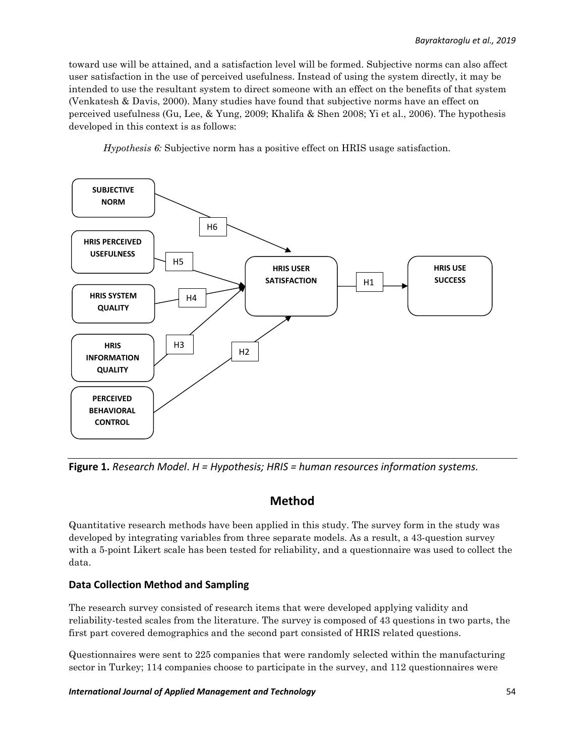toward use will be attained, and a satisfaction level will be formed. Subjective norms can also affect user satisfaction in the use of perceived usefulness. Instead of using the system directly, it may be intended to use the resultant system to direct someone with an effect on the benefits of that system (Venkatesh & Davis, 2000). Many studies have found that subjective norms have an effect on perceived usefulness (Gu, Lee, & Yung, 2009; Khalifa & Shen 2008; Yi et al., 2006). The hypothesis developed in this context is as follows:

*Hypothesis 6:* Subjective norm has a positive effect on HRIS usage satisfaction.

**Figure 1.** *Research Model*. *H = Hypothesis; HRIS = human resources information systems.*

## Method

Quantitative research methods have been applied in this study. The survey form in the study was developed by integrating variables from three separate models. As a result, a 43-question survey with a 5-point Likert scale has been tested for reliability, and a questionnaire was used to collect the data.

### Data Collection Method and Sampling

The research survey consisted of research items that were developed applying validity and reliability-tested scales from the literature. The survey is composed of 43 questions in two parts, the first part covered demographics and the second part consisted of HRIS related questions.

Questionnaires were sent to 225 companies that were randomly selected within the manufacturing sector in Turkey; 114 companies choose to participate in the survey, and 112 questionnaires were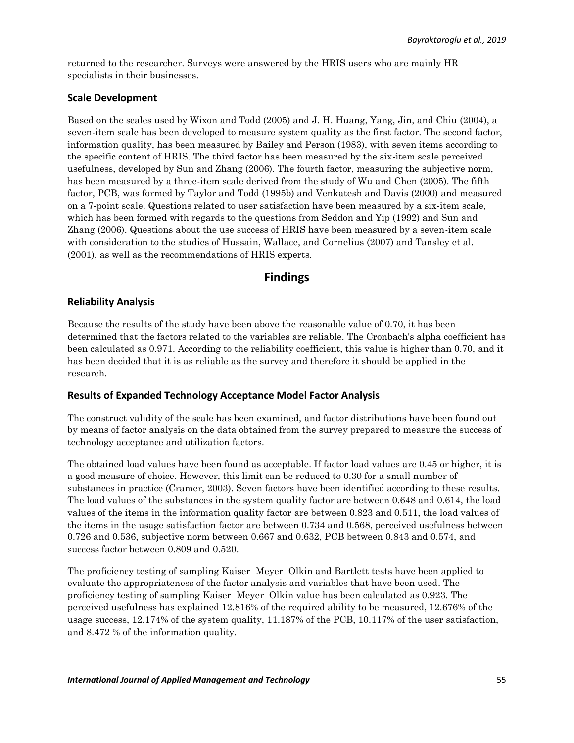returned to the researcher. Surveys were answered by the HRIS users who are mainly HR specialists in their businesses.

### Scale Development

Based on the scales used by Wixon and Todd (2005) and J. H. Huang, Yang, Jin, and Chiu (2004), a seven-item scale has been developed to measure system quality as the first factor. The second factor, information quality, has been measured by Bailey and Person (1983), with seven items according to the specific content of HRIS. The third factor has been measured by the six-item scale perceived usefulness, developed by Sun and Zhang (2006). The fourth factor, measuring the subjective norm, has been measured by a three-item scale derived from the study of Wu and Chen (2005). The fifth factor, PCB, was formed by Taylor and Todd (1995b) and Venkatesh and Davis (2000) and measured on a 7-point scale. Questions related to user satisfaction have been measured by a six-item scale, which has been formed with regards to the questions from Seddon and Yip (1992) and Sun and Zhang (2006). Questions about the use success of HRIS have been measured by a seven-item scale with consideration to the studies of Hussain, Wallace, and Cornelius (2007) and Tansley et al. (2001), as well as the recommendations of HRIS experts.

## Findings

### Reliability Analysis

Because the results of the study have been above the reasonable value of 0.70, it has been determined that the factors related to the variables are reliable. The Cronbach's alpha coefficient has been calculated as 0.971. According to the reliability coefficient, this value is higher than 0.70, and it has been decided that it is as reliable as the survey and therefore it should be applied in the research.

### Results of Expanded Technology Acceptance Model Factor Analysis

The construct validity of the scale has been examined, and factor distributions have been found out by means of factor analysis on the data obtained from the survey prepared to measure the success of technology acceptance and utilization factors.

The obtained load values have been found as acceptable. If factor load values are 0.45 or higher, it is a good measure of choice. However, this limit can be reduced to 0.30 for a small number of substances in practice (Cramer, 2003). Seven factors have been identified according to these results. The load values of the substances in the system quality factor are between 0.648 and 0.614, the load values of the items in the information quality factor are between 0.823 and 0.511, the load values of the items in the usage satisfaction factor are between 0.734 and 0.568, perceived usefulness between 0.726 and 0.536, subjective norm between 0.667 and 0.632, PCB between 0.843 and 0.574, and success factor between 0.809 and 0.520.

The proficiency testing of sampling Kaiser–Meyer–Olkin and Bartlett tests have been applied to evaluate the appropriateness of the factor analysis and variables that have been used. The proficiency testing of sampling Kaiser–Meyer–Olkin value has been calculated as 0.923. The perceived usefulness has explained 12.816% of the required ability to be measured, 12.676% of the usage success, 12.174% of the system quality, 11.187% of the PCB, 10.117% of the user satisfaction, and 8.472 % of the information quality.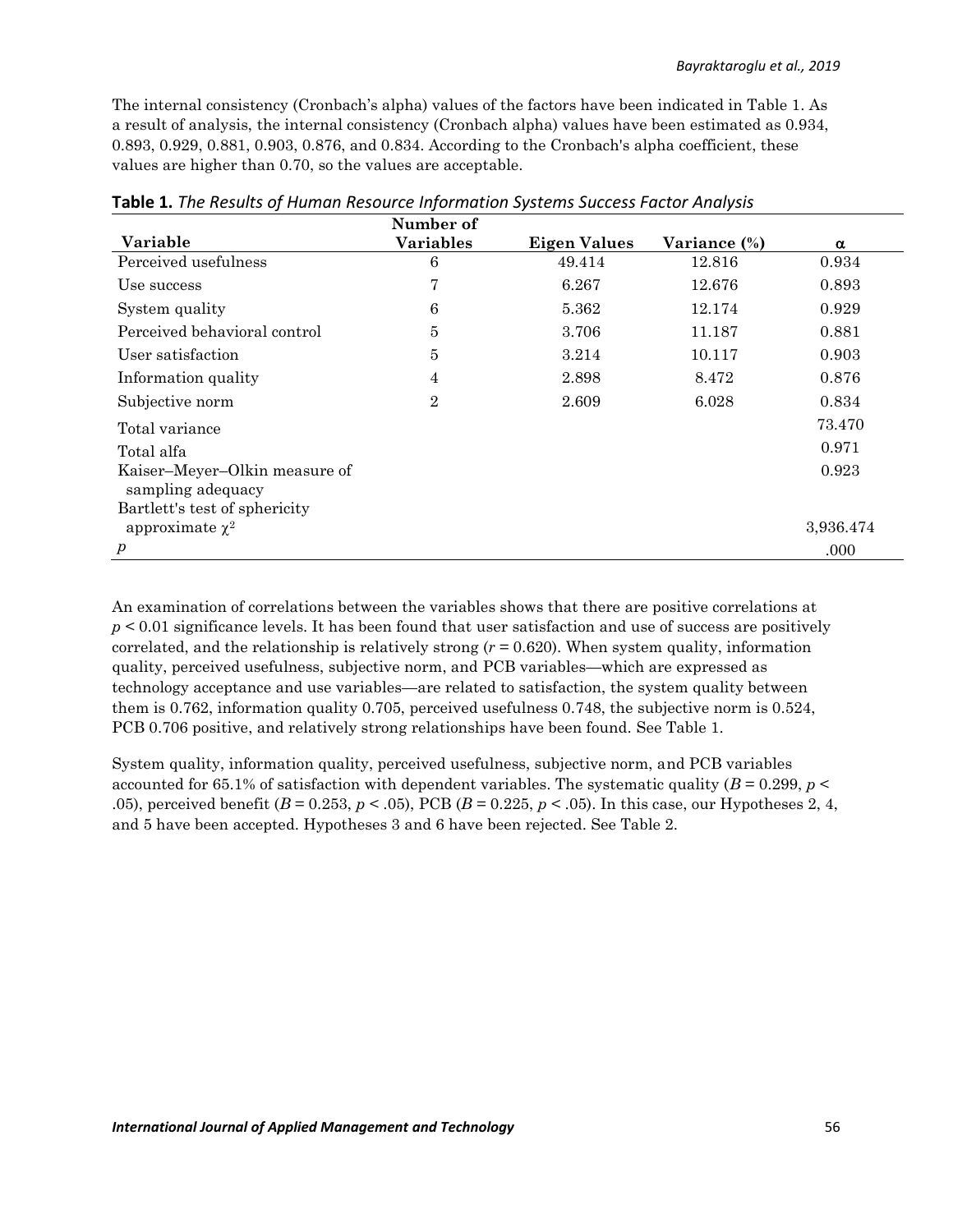The internal consistency (Cronbach's alpha) values of the factors have been indicated in Table 1. As a result of analysis, the internal consistency (Cronbach alpha) values have been estimated as 0.934, 0.893, 0.929, 0.881, 0.903, 0.876, and 0.834. According to the Cronbach's alpha coefficient, these values are higher than 0.70, so the values are acceptable.

**Table 1.** *The Results of Human Resource Information Systems Success Factor Analysis*

| Variable | Number of Variables | Eigen Values | Variance (%) | α |
|---|---|---|---|---|
| Perceived usefulness | 6 | 49.414 | 12.816 | 0.934 |
| Use success | 7 | 6.267 | 12.676 | 0.893 |
| System quality | 6 | 5.362 | 12.174 | 0.929 |
| Perceived behavioral control | 5 | 3.706 | 11.187 | 0.881 |
| User satisfaction | 5 | 3.214 | 10.117 | 0.903 |
| Information quality | 4 | 2.898 | 8.472 | 0.876 |
| Subjective norm | 2 | 2.609 | 6.028 | 0.834 |
| Total variance | | | | 73.470 |
| Total alfa | | | | 0.971 |
| Kaiser–Meyer–Olkin measure of sampling adequacy | | | | 0.923 |
| Bartlett's test of sphericity approximate $\chi^2$ | | | | 3,936.474 |
| $p$ | | | | .000 |

An examination of correlations between the variables shows that there are positive correlations at $p < 0.01$ significance levels. It has been found that user satisfaction and use of success are positively correlated, and the relationship is relatively strong ($r = 0.620$). When system quality, information quality, perceived usefulness, subjective norm, and PCB variables—which are expressed as technology acceptance and use variables—are related to satisfaction, the system quality between them is 0.762, information quality 0.705, perceived usefulness 0.748, the subjective norm is 0.524, PCB 0.706 positive, and relatively strong relationships have been found. See Table 1.

System quality, information quality, perceived usefulness, subjective norm, and PCB variables accounted for 65.1% of satisfaction with dependent variables. The systematic quality ($B = 0.299$, $p < .05$), perceived benefit ($B = 0.253$, $p < .05$), PCB ($B = 0.225$, $p < .05$). In this case, our Hypotheses 2, 4, and 5 have been accepted. Hypotheses 3 and 6 have been rejected. See Table 2.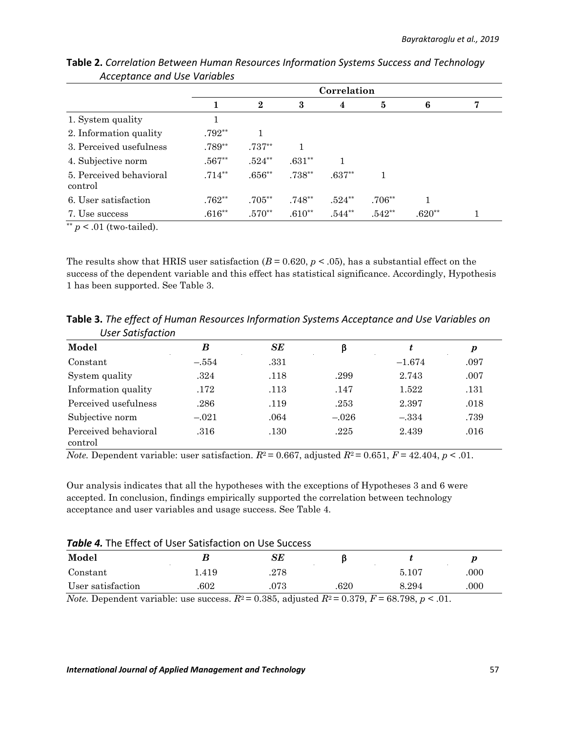**Table 2.** *Correlation Between Human Resources Information Systems Success and Technology Acceptance and Use Variables*

| | Correlation | | | | | | |
|---|---|---|---|---|---|---|---|
| | **1** | **2** | **3** | **4** | **5** | **6** | **7** |
| 1. System quality | 1 | | | | | | |
| 2. Information quality | .792** | 1 | | | | | |
| 3. Perceived usefulness | .789** | .737** | 1 | | | | |
| 4. Subjective norm | .567** | .524** | .631** | 1 | | | |
| 5. Perceived behavioral control | .714** | .656** | .738** | .637** | 1 | | |
| 6. User satisfaction | .762** | .705** | .748** | .524** | .706** | 1 | |
| 7. Use success | .616** | .570** | .610** | .544** | .542** | .620** | 1 |

** $p < .01$ (two-tailed).

The results show that HRIS user satisfaction ($B = 0.620$, $p < .05$), has a substantial effect on the success of the dependent variable and this effect has statistical significance. Accordingly, Hypothesis 1 has been supported. See Table 3.

**Table 3.** *The effect of Human Resources Information Systems Acceptance and Use Variables on User Satisfaction*

| Model | *B* | *SE* | β | *t* | *p* |
|---|---|---|---|---|---|
| Constant | –.554 | .331 | | –1.674 | .097 |
| System quality | .324 | .118 | .299 | 2.743 | .007 |
| Information quality | .172 | .113 | .147 | 1.522 | .131 |
| Perceived usefulness | .286 | .119 | .253 | 2.397 | .018 |
| Subjective norm | –.021 | .064 | –.026 | –.334 | .739 |
| Perceived behavioral control | .316 | .130 | .225 | 2.439 | .016 |

*Note.* Dependent variable: user satisfaction. $R^2 = 0.667$, adjusted $R^2 = 0.651$, $F = 42.404$, $p < .01$.

Our analysis indicates that all the hypotheses with the exceptions of Hypotheses 3 and 6 were accepted. In conclusion, findings empirically supported the correlation between technology acceptance and user variables and usage success. See Table 4.

***Table 4.*** The Effect of User Satisfaction on Use Success

| Model | *B* | *SE* | β | *t* | *p* |
|---|---|---|---|---|---|
| Constant | 1.419 | .278 | | 5.107 | .000 |
| User satisfaction | .602 | .073 | .620 | 8.294 | .000 |

*Note.* Dependent variable: use success. $R^2 = 0.385$, adjusted $R^2 = 0.379$, $F = 68.798$, $p < .01$.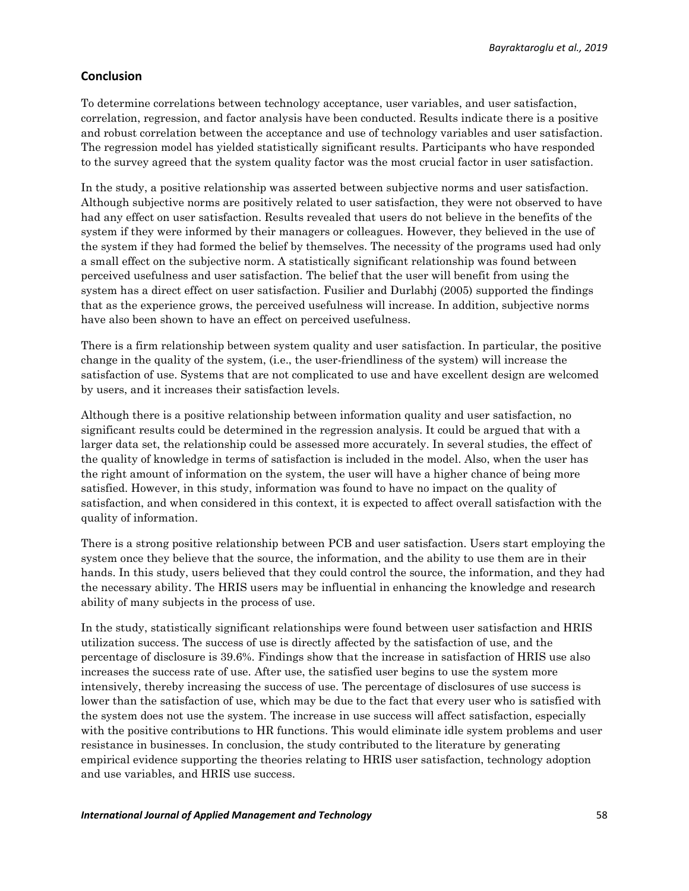## Conclusion

To determine correlations between technology acceptance, user variables, and user satisfaction, correlation, regression, and factor analysis have been conducted. Results indicate there is a positive and robust correlation between the acceptance and use of technology variables and user satisfaction. The regression model has yielded statistically significant results. Participants who have responded to the survey agreed that the system quality factor was the most crucial factor in user satisfaction.

In the study, a positive relationship was asserted between subjective norms and user satisfaction. Although subjective norms are positively related to user satisfaction, they were not observed to have had any effect on user satisfaction. Results revealed that users do not believe in the benefits of the system if they were informed by their managers or colleagues. However, they believed in the use of the system if they had formed the belief by themselves. The necessity of the programs used had only a small effect on the subjective norm. A statistically significant relationship was found between perceived usefulness and user satisfaction. The belief that the user will benefit from using the system has a direct effect on user satisfaction. Fusilier and Durlabhj (2005) supported the findings that as the experience grows, the perceived usefulness will increase. In addition, subjective norms have also been shown to have an effect on perceived usefulness.

There is a firm relationship between system quality and user satisfaction. In particular, the positive change in the quality of the system, (i.e., the user-friendliness of the system) will increase the satisfaction of use. Systems that are not complicated to use and have excellent design are welcomed by users, and it increases their satisfaction levels.

Although there is a positive relationship between information quality and user satisfaction, no significant results could be determined in the regression analysis. It could be argued that with a larger data set, the relationship could be assessed more accurately. In several studies, the effect of the quality of knowledge in terms of satisfaction is included in the model. Also, when the user has the right amount of information on the system, the user will have a higher chance of being more satisfied. However, in this study, information was found to have no impact on the quality of satisfaction, and when considered in this context, it is expected to affect overall satisfaction with the quality of information.

There is a strong positive relationship between PCB and user satisfaction. Users start employing the system once they believe that the source, the information, and the ability to use them are in their hands. In this study, users believed that they could control the source, the information, and they had the necessary ability. The HRIS users may be influential in enhancing the knowledge and research ability of many subjects in the process of use.

In the study, statistically significant relationships were found between user satisfaction and HRIS utilization success. The success of use is directly affected by the satisfaction of use, and the percentage of disclosure is 39.6%. Findings show that the increase in satisfaction of HRIS use also increases the success rate of use. After use, the satisfied user begins to use the system more intensively, thereby increasing the success of use. The percentage of disclosures of use success is lower than the satisfaction of use, which may be due to the fact that every user who is satisfied with the system does not use the system. The increase in use success will affect satisfaction, especially with the positive contributions to HR functions. This would eliminate idle system problems and user resistance in businesses. In conclusion, the study contributed to the literature by generating empirical evidence supporting the theories relating to HRIS user satisfaction, technology adoption and use variables, and HRIS use success.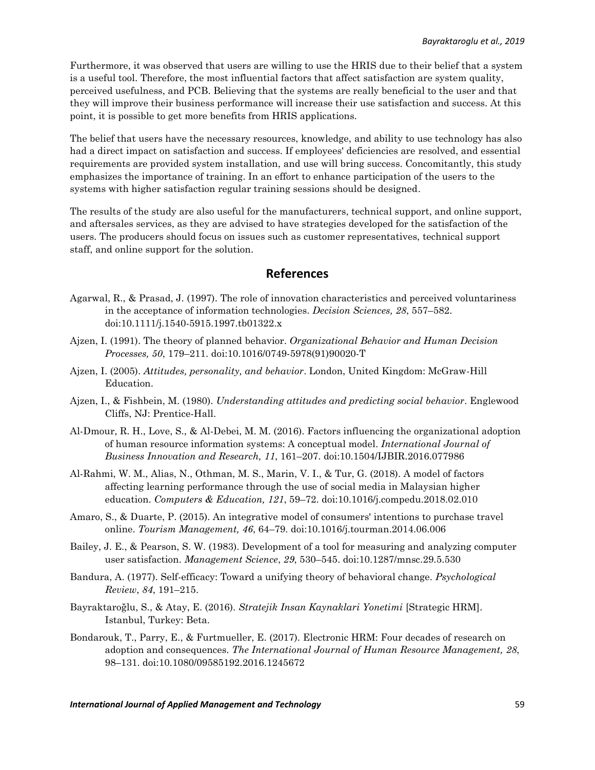Furthermore, it was observed that users are willing to use the HRIS due to their belief that a system is a useful tool. Therefore, the most influential factors that affect satisfaction are system quality, perceived usefulness, and PCB. Believing that the systems are really beneficial to the user and that they will improve their business performance will increase their use satisfaction and success. At this point, it is possible to get more benefits from HRIS applications.

The belief that users have the necessary resources, knowledge, and ability to use technology has also had a direct impact on satisfaction and success. If employees' deficiencies are resolved, and essential requirements are provided system installation, and use will bring success. Concomitantly, this study emphasizes the importance of training. In an effort to enhance participation of the users to the systems with higher satisfaction regular training sessions should be designed.

The results of the study are also useful for the manufacturers, technical support, and online support, and aftersales services, as they are advised to have strategies developed for the satisfaction of the users. The producers should focus on issues such as customer representatives, technical support staff, and online support for the solution.

## References

Agarwal, R., & Prasad, J. (1997). The role of innovation characteristics and perceived voluntariness in the acceptance of information technologies. *Decision Sciences, 28*, 557–582. doi:10.1111/j.1540-5915.1997.tb01322.x

Ajzen, I. (1991). The theory of planned behavior. *Organizational Behavior and Human Decision Processes, 50*, 179–211. doi:10.1016/0749-5978(91)90020-T

Ajzen, I. (2005). *Attitudes, personality, and behavior*. London, United Kingdom: McGraw-Hill Education.

Ajzen, I., & Fishbein, M. (1980). *Understanding attitudes and predicting social behavior*. Englewood Cliffs, NJ: Prentice-Hall.

Al-Dmour, R. H., Love, S., & Al-Debei, M. M. (2016). Factors influencing the organizational adoption of human resource information systems: A conceptual model. *International Journal of Business Innovation and Research, 11*, 161–207. doi:10.1504/IJBIR.2016.077986

Al-Rahmi, W. M., Alias, N., Othman, M. S., Marin, V. I., & Tur, G. (2018). A model of factors affecting learning performance through the use of social media in Malaysian higher education. *Computers & Education, 121*, 59–72. doi:10.1016/j.compedu.2018.02.010

Amaro, S., & Duarte, P. (2015). An integrative model of consumers' intentions to purchase travel online. *Tourism Management, 46*, 64–79. doi:10.1016/j.tourman.2014.06.006

Bailey, J. E., & Pearson, S. W. (1983). Development of a tool for measuring and analyzing computer user satisfaction. *Management Science*, *29*, 530–545. doi:10.1287/mnsc.29.5.530

Bandura, A. (1977). Self-efficacy: Toward a unifying theory of behavioral change. *Psychological Review*, *84*, 191–215.

Bayraktaroğlu, S., & Atay, E. (2016). *Stratejik Insan Kaynaklari Yonetimi* [Strategic HRM]. Istanbul, Turkey: Beta.

Bondarouk, T., Parry, E., & Furtmueller, E. (2017). Electronic HRM: Four decades of research on adoption and consequences. *The International Journal of Human Resource Management, 28*, 98–131. doi:10.1080/09585192.2016.1245672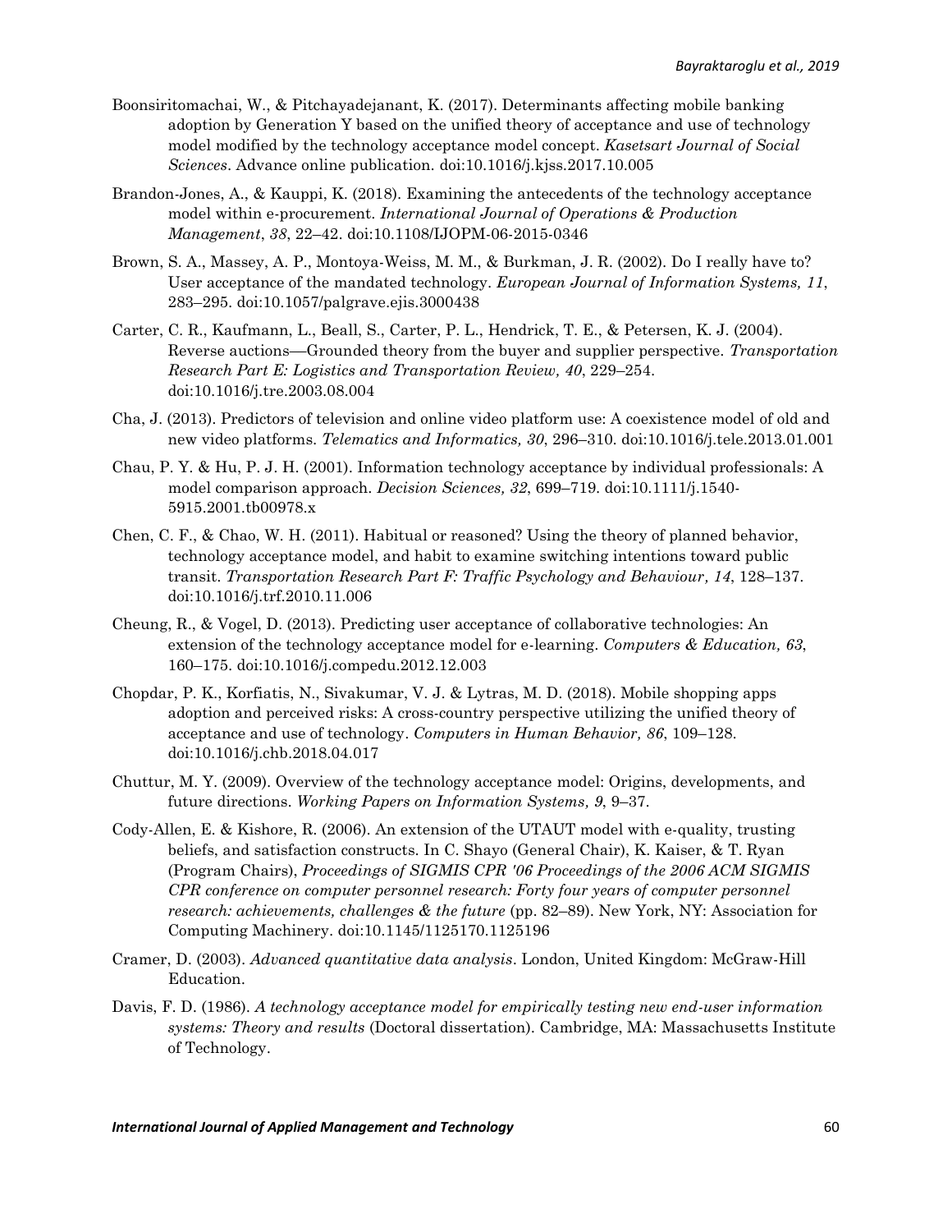Boonsiritomachai, W., & Pitchayadejanant, K. (2017). Determinants affecting mobile banking adoption by Generation Y based on the unified theory of acceptance and use of technology model modified by the technology acceptance model concept. *Kasetsart Journal of Social Sciences*. Advance online publication. doi:10.1016/j.kjss.2017.10.005

Brandon-Jones, A., & Kauppi, K. (2018). Examining the antecedents of the technology acceptance model within e-procurement. *International Journal of Operations & Production Management*, *38*, 22–42. doi:10.1108/IJOPM-06-2015-0346

Brown, S. A., Massey, A. P., Montoya-Weiss, M. M., & Burkman, J. R. (2002). Do I really have to? User acceptance of the mandated technology. *European Journal of Information Systems, 11*, 283–295. doi:10.1057/palgrave.ejis.3000438

Carter, C. R., Kaufmann, L., Beall, S., Carter, P. L., Hendrick, T. E., & Petersen, K. J. (2004). Reverse auctions—Grounded theory from the buyer and supplier perspective. *Transportation Research Part E: Logistics and Transportation Review, 40*, 229–254. doi:10.1016/j.tre.2003.08.004

Cha, J. (2013). Predictors of television and online video platform use: A coexistence model of old and new video platforms. *Telematics and Informatics, 30*, 296–310. doi:10.1016/j.tele.2013.01.001

Chau, P. Y. & Hu, P. J. H. (2001). Information technology acceptance by individual professionals: A model comparison approach. *Decision Sciences, 32*, 699–719. doi:10.1111/j.1540-5915.2001.tb00978.x

Chen, C. F., & Chao, W. H. (2011). Habitual or reasoned? Using the theory of planned behavior, technology acceptance model, and habit to examine switching intentions toward public transit. *Transportation Research Part F: Traffic Psychology and Behaviour, 14*, 128–137. doi:10.1016/j.trf.2010.11.006

Cheung, R., & Vogel, D. (2013). Predicting user acceptance of collaborative technologies: An extension of the technology acceptance model for e-learning. *Computers & Education, 63*, 160–175. doi:10.1016/j.compedu.2012.12.003

Chopdar, P. K., Korfiatis, N., Sivakumar, V. J. & Lytras, M. D. (2018). Mobile shopping apps adoption and perceived risks: A cross-country perspective utilizing the unified theory of acceptance and use of technology. *Computers in Human Behavior, 86*, 109–128. doi:10.1016/j.chb.2018.04.017

Chuttur, M. Y. (2009). Overview of the technology acceptance model: Origins, developments, and future directions. *Working Papers on Information Systems, 9*, 9–37.

Cody-Allen, E. & Kishore, R. (2006). An extension of the UTAUT model with e-quality, trusting beliefs, and satisfaction constructs. In C. Shayo (General Chair), K. Kaiser, & T. Ryan (Program Chairs), *Proceedings of SIGMIS CPR '06 Proceedings of the 2006 ACM SIGMIS CPR conference on computer personnel research: Forty four years of computer personnel research: achievements, challenges & the future* (pp. 82–89). New York, NY: Association for Computing Machinery. doi:10.1145/1125170.1125196

Cramer, D. (2003). *Advanced quantitative data analysis*. London, United Kingdom: McGraw-Hill Education.

Davis, F. D. (1986). *A technology acceptance model for empirically testing new end-user information systems: Theory and results* (Doctoral dissertation). Cambridge, MA: Massachusetts Institute of Technology.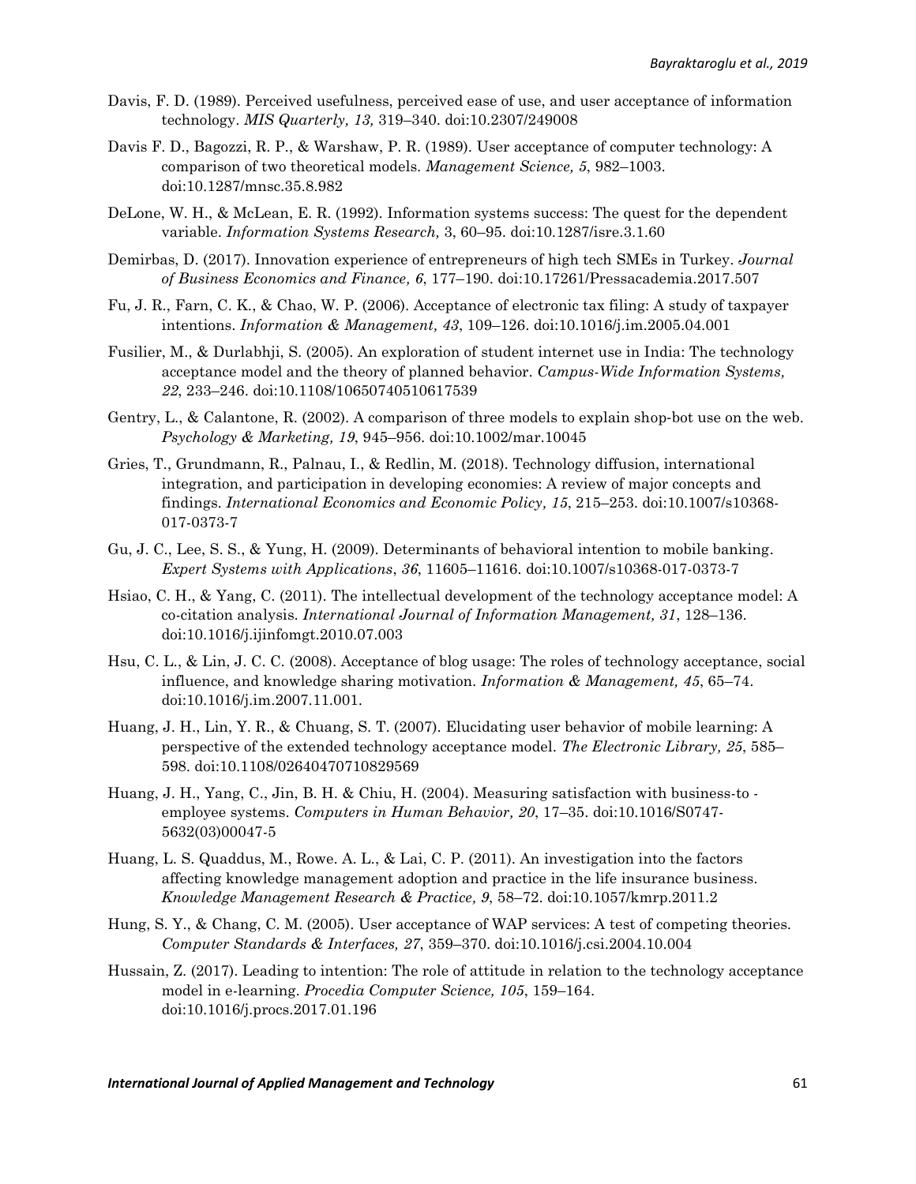Davis, F. D. (1989). Perceived usefulness, perceived ease of use, and user acceptance of information technology. *MIS Quarterly, 13,* 319–340. doi:10.2307/249008

Davis F. D., Bagozzi, R. P., & Warshaw, P. R. (1989). User acceptance of computer technology: A comparison of two theoretical models. *Management Science, 5*, 982–1003. doi:10.1287/mnsc.35.8.982

DeLone, W. H., & McLean, E. R. (1992). Information systems success: The quest for the dependent variable. *Information Systems Research,* 3, 60–95. doi:10.1287/isre.3.1.60

Demirbas, D. (2017). Innovation experience of entrepreneurs of high tech SMEs in Turkey. *Journal of Business Economics and Finance, 6*, 177–190. doi:10.17261/Pressacademia.2017.507

Fu, J. R., Farn, C. K., & Chao, W. P. (2006). Acceptance of electronic tax filing: A study of taxpayer intentions. *Information & Management, 43*, 109–126. doi:10.1016/j.im.2005.04.001

Fusilier, M., & Durlabhji, S. (2005). An exploration of student internet use in India: The technology acceptance model and the theory of planned behavior. *Campus-Wide Information Systems, 22*, 233–246. doi:10.1108/10650740510617539

Gentry, L., & Calantone, R. (2002). A comparison of three models to explain shop-bot use on the web. *Psychology & Marketing, 19*, 945–956. doi:10.1002/mar.10045

Gries, T., Grundmann, R., Palnau, I., & Redlin, M. (2018). Technology diffusion, international integration, and participation in developing economies: A review of major concepts and findings. *International Economics and Economic Policy, 15*, 215–253. doi:10.1007/s10368-017-0373-7

Gu, J. C., Lee, S. S., & Yung, H. (2009). Determinants of behavioral intention to mobile banking. *Expert Systems with Applications*, *36*, 11605–11616. doi:10.1007/s10368-017-0373-7

Hsiao, C. H., & Yang, C. (2011). The intellectual development of the technology acceptance model: A co-citation analysis. *International Journal of Information Management, 31*, 128–136. doi:10.1016/j.ijinfomgt.2010.07.003

Hsu, C. L., & Lin, J. C. C. (2008). Acceptance of blog usage: The roles of technology acceptance, social influence, and knowledge sharing motivation. *Information & Management, 45*, 65–74. doi:10.1016/j.im.2007.11.001.

Huang, J. H., Lin, Y. R., & Chuang, S. T. (2007). Elucidating user behavior of mobile learning: A perspective of the extended technology acceptance model. *The Electronic Library, 25*, 585–598. doi:10.1108/02640470710829569

Huang, J. H., Yang, C., Jin, B. H. & Chiu, H. (2004). Measuring satisfaction with business-to - employee systems. *Computers in Human Behavior, 20*, 17–35. doi:10.1016/S0747-5632(03)00047-5

Huang, L. S. Quaddus, M., Rowe. A. L., & Lai, C. P. (2011). An investigation into the factors affecting knowledge management adoption and practice in the life insurance business. *Knowledge Management Research & Practice, 9*, 58–72. doi:10.1057/kmrp.2011.2

Hung, S. Y., & Chang, C. M. (2005). User acceptance of WAP services: A test of competing theories. *Computer Standards & Interfaces, 27*, 359–370. doi:10.1016/j.csi.2004.10.004

Hussain, Z. (2017). Leading to intention: The role of attitude in relation to the technology acceptance model in e-learning. *Procedia Computer Science, 105*, 159–164. doi:10.1016/j.procs.2017.01.196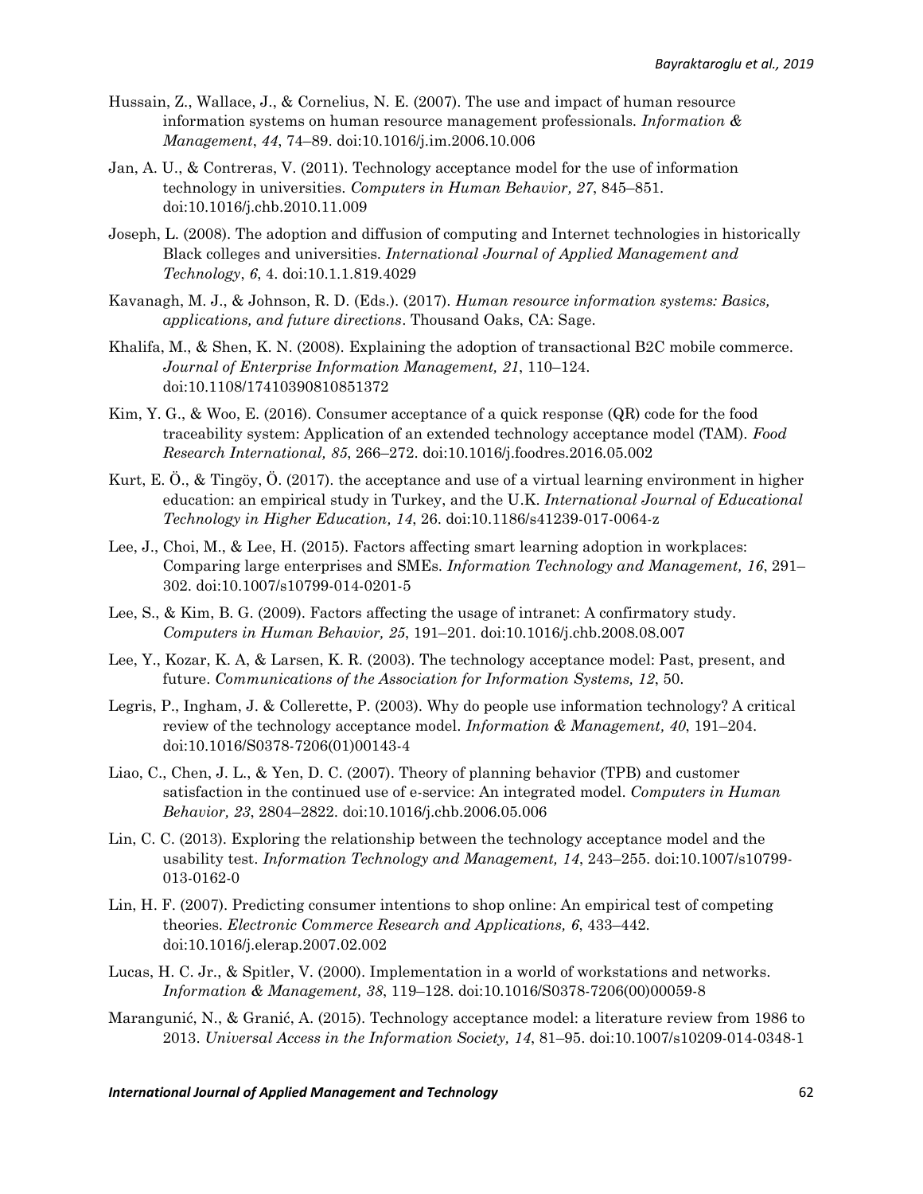Hussain, Z., Wallace, J., & Cornelius, N. E. (2007). The use and impact of human resource information systems on human resource management professionals. *Information & Management*, *44*, 74–89. doi:10.1016/j.im.2006.10.006

Jan, A. U., & Contreras, V. (2011). Technology acceptance model for the use of information technology in universities. *Computers in Human Behavior, 27*, 845–851. doi:10.1016/j.chb.2010.11.009

Joseph, L. (2008). The adoption and diffusion of computing and Internet technologies in historically Black colleges and universities. *International Journal of Applied Management and Technology*, *6*, 4. doi:10.1.1.819.4029

Kavanagh, M. J., & Johnson, R. D. (Eds.). (2017). *Human resource information systems: Basics, applications, and future directions*. Thousand Oaks, CA: Sage.

Khalifa, M., & Shen, K. N. (2008). Explaining the adoption of transactional B2C mobile commerce. *Journal of Enterprise Information Management, 21*, 110–124. doi:10.1108/17410390810851372

Kim, Y. G., & Woo, E. (2016). Consumer acceptance of a quick response (QR) code for the food traceability system: Application of an extended technology acceptance model (TAM). *Food Research International, 85*, 266–272. doi:10.1016/j.foodres.2016.05.002

Kurt, E. Ö., & Tingöy, Ö. (2017). the acceptance and use of a virtual learning environment in higher education: an empirical study in Turkey, and the U.K. *International Journal of Educational Technology in Higher Education, 14*, 26. doi:10.1186/s41239-017-0064-z

Lee, J., Choi, M., & Lee, H. (2015). Factors affecting smart learning adoption in workplaces: Comparing large enterprises and SMEs. *Information Technology and Management, 16*, 291–302. doi:10.1007/s10799-014-0201-5

Lee, S., & Kim, B. G. (2009). Factors affecting the usage of intranet: A confirmatory study. *Computers in Human Behavior, 25*, 191–201. doi:10.1016/j.chb.2008.08.007

Lee, Y., Kozar, K. A, & Larsen, K. R. (2003). The technology acceptance model: Past, present, and future. *Communications of the Association for Information Systems, 12*, 50.

Legris, P., Ingham, J. & Collerette, P. (2003). Why do people use information technology? A critical review of the technology acceptance model. *Information & Management, 40*, 191–204. doi:10.1016/S0378-7206(01)00143-4

Liao, C., Chen, J. L., & Yen, D. C. (2007). Theory of planning behavior (TPB) and customer satisfaction in the continued use of e-service: An integrated model. *Computers in Human Behavior, 23*, 2804–2822. doi:10.1016/j.chb.2006.05.006

Lin, C. C. (2013). Exploring the relationship between the technology acceptance model and the usability test. *Information Technology and Management, 14*, 243–255. doi:10.1007/s10799-013-0162-0

Lin, H. F. (2007). Predicting consumer intentions to shop online: An empirical test of competing theories. *Electronic Commerce Research and Applications, 6*, 433–442. doi:10.1016/j.elerap.2007.02.002

Lucas, H. C. Jr., & Spitler, V. (2000). Implementation in a world of workstations and networks. *Information & Management, 38*, 119–128. doi:10.1016/S0378-7206(00)00059-8

Marangunić, N., & Granić, A. (2015). Technology acceptance model: a literature review from 1986 to 2013. *Universal Access in the Information Society, 14*, 81–95. doi:10.1007/s10209-014-0348-1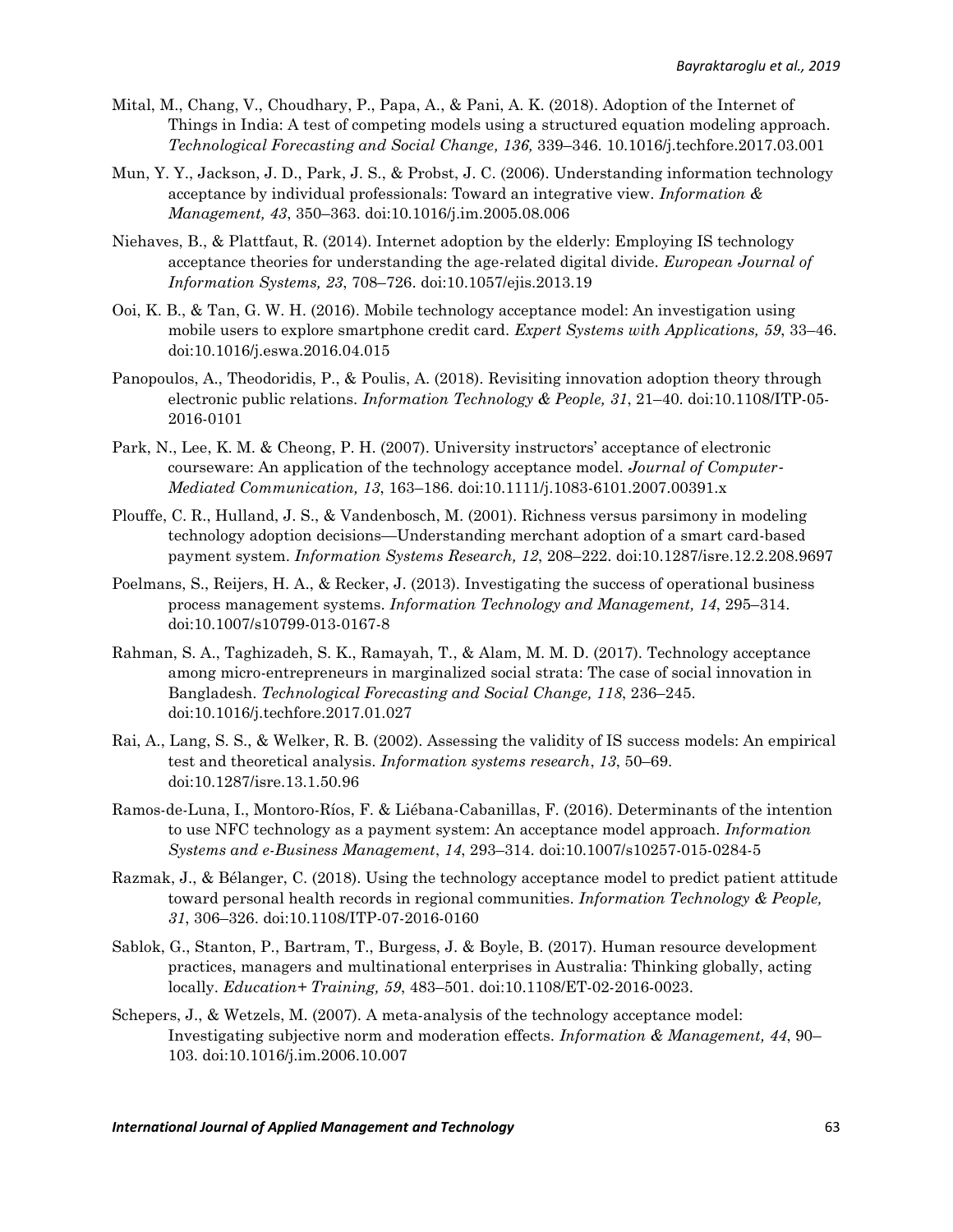Mital, M., Chang, V., Choudhary, P., Papa, A., & Pani, A. K. (2018). Adoption of the Internet of Things in India: A test of competing models using a structured equation modeling approach. *Technological Forecasting and Social Change, 136,* 339–346. 10.1016/j.techfore.2017.03.001

Mun, Y. Y., Jackson, J. D., Park, J. S., & Probst, J. C. (2006). Understanding information technology acceptance by individual professionals: Toward an integrative view. *Information & Management, 43*, 350–363. doi:10.1016/j.im.2005.08.006

Niehaves, B., & Plattfaut, R. (2014). Internet adoption by the elderly: Employing IS technology acceptance theories for understanding the age-related digital divide. *European Journal of Information Systems, 23*, 708–726. doi:10.1057/ejis.2013.19

Ooi, K. B., & Tan, G. W. H. (2016). Mobile technology acceptance model: An investigation using mobile users to explore smartphone credit card. *Expert Systems with Applications, 59*, 33–46. doi:10.1016/j.eswa.2016.04.015

Panopoulos, A., Theodoridis, P., & Poulis, A. (2018). Revisiting innovation adoption theory through electronic public relations. *Information Technology & People, 31*, 21–40. doi:10.1108/ITP-05-2016-0101

Park, N., Lee, K. M. & Cheong, P. H. (2007). University instructors' acceptance of electronic courseware: An application of the technology acceptance model. *Journal of Computer-Mediated Communication, 13*, 163–186. doi:10.1111/j.1083-6101.2007.00391.x

Plouffe, C. R., Hulland, J. S., & Vandenbosch, M. (2001). Richness versus parsimony in modeling technology adoption decisions—Understanding merchant adoption of a smart card-based payment system. *Information Systems Research, 12*, 208–222. doi:10.1287/isre.12.2.208.9697

Poelmans, S., Reijers, H. A., & Recker, J. (2013). Investigating the success of operational business process management systems. *Information Technology and Management, 14*, 295–314. doi:10.1007/s10799-013-0167-8

Rahman, S. A., Taghizadeh, S. K., Ramayah, T., & Alam, M. M. D. (2017). Technology acceptance among micro-entrepreneurs in marginalized social strata: The case of social innovation in Bangladesh. *Technological Forecasting and Social Change, 118*, 236–245. doi:10.1016/j.techfore.2017.01.027

Rai, A., Lang, S. S., & Welker, R. B. (2002). Assessing the validity of IS success models: An empirical test and theoretical analysis. *Information systems research*, *13*, 50–69. doi:10.1287/isre.13.1.50.96

Ramos-de-Luna, I., Montoro-Ríos, F. & Liébana-Cabanillas, F. (2016). Determinants of the intention to use NFC technology as a payment system: An acceptance model approach. *Information Systems and e-Business Management*, *14*, 293–314. doi:10.1007/s10257-015-0284-5

Razmak, J., & Bélanger, C. (2018). Using the technology acceptance model to predict patient attitude toward personal health records in regional communities. *Information Technology & People, 31*, 306–326. doi:10.1108/ITP-07-2016-0160

Sablok, G., Stanton, P., Bartram, T., Burgess, J. & Boyle, B. (2017). Human resource development practices, managers and multinational enterprises in Australia: Thinking globally, acting locally. *Education+ Training, 59*, 483–501. doi:10.1108/ET-02-2016-0023.

Schepers, J., & Wetzels, M. (2007). A meta-analysis of the technology acceptance model: Investigating subjective norm and moderation effects. *Information & Management, 44*, 90–103. doi:10.1016/j.im.2006.10.007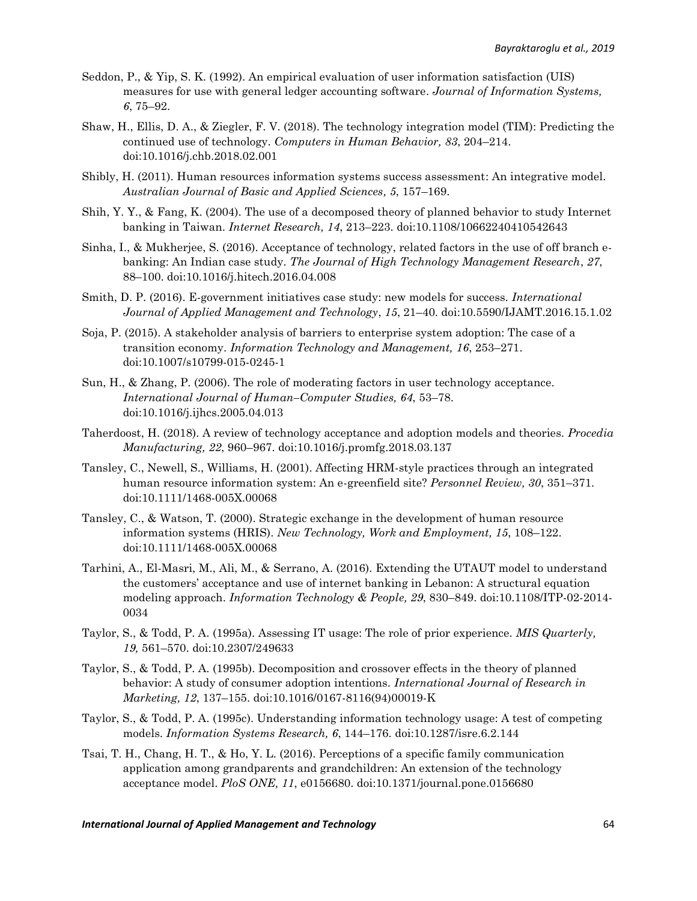Seddon, P., & Yip, S. K. (1992). An empirical evaluation of user information satisfaction (UIS) measures for use with general ledger accounting software. *Journal of Information Systems, 6*, 75–92.

Shaw, H., Ellis, D. A., & Ziegler, F. V. (2018). The technology integration model (TIM): Predicting the continued use of technology. *Computers in Human Behavior, 83*, 204–214. doi:10.1016/j.chb.2018.02.001

Shibly, H. (2011). Human resources information systems success assessment: An integrative model. *Australian Journal of Basic and Applied Sciences, 5*, 157–169.

Shih, Y. Y., & Fang, K. (2004). The use of a decomposed theory of planned behavior to study Internet banking in Taiwan. *Internet Research, 14*, 213–223. doi:10.1108/10662240410542643

Sinha, I., & Mukherjee, S. (2016). Acceptance of technology, related factors in the use of off branch e-banking: An Indian case study. *The Journal of High Technology Management Research*, *27*, 88–100. doi:10.1016/j.hitech.2016.04.008

Smith, D. P. (2016). E-government initiatives case study: new models for success. *International Journal of Applied Management and Technology*, *15*, 21–40. doi:10.5590/IJAMT.2016.15.1.02

Soja, P. (2015). A stakeholder analysis of barriers to enterprise system adoption: The case of a transition economy. *Information Technology and Management, 16*, 253–271. doi:10.1007/s10799-015-0245-1

Sun, H., & Zhang, P. (2006). The role of moderating factors in user technology acceptance. *International Journal of Human–Computer Studies, 64*, 53–78. doi:10.1016/j.ijhcs.2005.04.013

Taherdoost, H. (2018). A review of technology acceptance and adoption models and theories. *Procedia Manufacturing, 22*, 960–967. doi:10.1016/j.promfg.2018.03.137

Tansley, C., Newell, S., Williams, H. (2001). Affecting HRM-style practices through an integrated human resource information system: An e-greenfield site? *Personnel Review, 30*, 351–371. doi:10.1111/1468-005X.00068

Tansley, C., & Watson, T. (2000). Strategic exchange in the development of human resource information systems (HRIS). *New Technology, Work and Employment, 15*, 108–122. doi:10.1111/1468-005X.00068

Tarhini, A., El-Masri, M., Ali, M., & Serrano, A. (2016). Extending the UTAUT model to understand the customers' acceptance and use of internet banking in Lebanon: A structural equation modeling approach. *Information Technology & People, 29*, 830–849. doi:10.1108/ITP-02-2014-0034

Taylor, S., & Todd, P. A. (1995a). Assessing IT usage: The role of prior experience. *MIS Quarterly, 19,* 561–570. doi:10.2307/249633

Taylor, S., & Todd, P. A. (1995b). Decomposition and crossover effects in the theory of planned behavior: A study of consumer adoption intentions. *International Journal of Research in Marketing, 12*, 137–155. doi:10.1016/0167-8116(94)00019-K

Taylor, S., & Todd, P. A. (1995c). Understanding information technology usage: A test of competing models. *Information Systems Research, 6*, 144–176. doi:10.1287/isre.6.2.144

Tsai, T. H., Chang, H. T., & Ho, Y. L. (2016). Perceptions of a specific family communication application among grandparents and grandchildren: An extension of the technology acceptance model. *PloS ONE, 11*, e0156680. doi:10.1371/journal.pone.0156680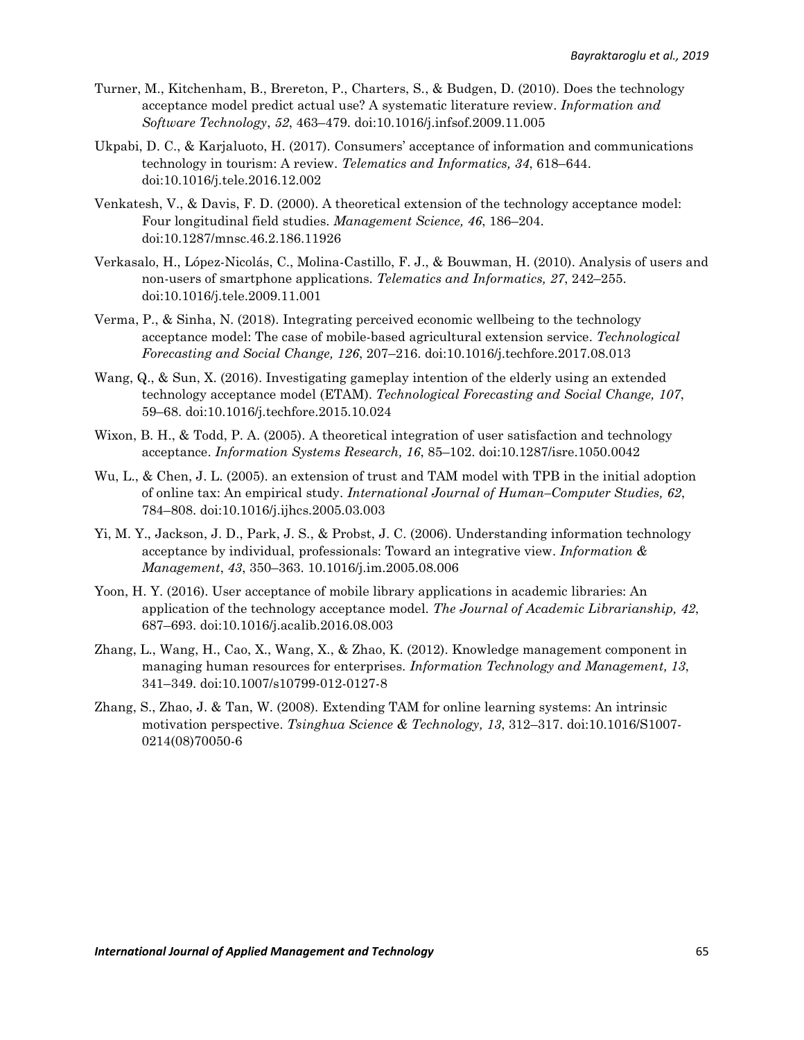Turner, M., Kitchenham, B., Brereton, P., Charters, S., & Budgen, D. (2010). Does the technology acceptance model predict actual use? A systematic literature review. *Information and Software Technology*, *52*, 463–479. doi:10.1016/j.infsof.2009.11.005

Ukpabi, D. C., & Karjaluoto, H. (2017). Consumers' acceptance of information and communications technology in tourism: A review. *Telematics and Informatics, 34*, 618–644. doi:10.1016/j.tele.2016.12.002

Venkatesh, V., & Davis, F. D. (2000). A theoretical extension of the technology acceptance model: Four longitudinal field studies. *Management Science, 46*, 186–204. doi:10.1287/mnsc.46.2.186.11926

Verkasalo, H., López-Nicolás, C., Molina-Castillo, F. J., & Bouwman, H. (2010). Analysis of users and non-users of smartphone applications. *Telematics and Informatics, 27*, 242–255. doi:10.1016/j.tele.2009.11.001

Verma, P., & Sinha, N. (2018). Integrating perceived economic wellbeing to the technology acceptance model: The case of mobile-based agricultural extension service. *Technological Forecasting and Social Change, 126*, 207–216. doi:10.1016/j.techfore.2017.08.013

Wang, Q., & Sun, X. (2016). Investigating gameplay intention of the elderly using an extended technology acceptance model (ETAM). *Technological Forecasting and Social Change, 107*, 59–68. doi:10.1016/j.techfore.2015.10.024

Wixon, B. H., & Todd, P. A. (2005). A theoretical integration of user satisfaction and technology acceptance. *Information Systems Research, 16*, 85–102. doi:10.1287/isre.1050.0042

Wu, L., & Chen, J. L. (2005). an extension of trust and TAM model with TPB in the initial adoption of online tax: An empirical study. *International Journal of Human–Computer Studies, 62*, 784–808. doi:10.1016/j.ijhcs.2005.03.003

Yi, M. Y., Jackson, J. D., Park, J. S., & Probst, J. C. (2006). Understanding information technology acceptance by individual, professionals: Toward an integrative view. *Information & Management*, *43*, 350–363. 10.1016/j.im.2005.08.006

Yoon, H. Y. (2016). User acceptance of mobile library applications in academic libraries: An application of the technology acceptance model. *The Journal of Academic Librarianship, 42*, 687–693. doi:10.1016/j.acalib.2016.08.003

Zhang, L., Wang, H., Cao, X., Wang, X., & Zhao, K. (2012). Knowledge management component in managing human resources for enterprises. *Information Technology and Management, 13*, 341–349. doi:10.1007/s10799-012-0127-8

Zhang, S., Zhao, J. & Tan, W. (2008). Extending TAM for online learning systems: An intrinsic motivation perspective. *Tsinghua Science & Technology, 13*, 312–317. doi:10.1016/S1007-0214(08)70050-6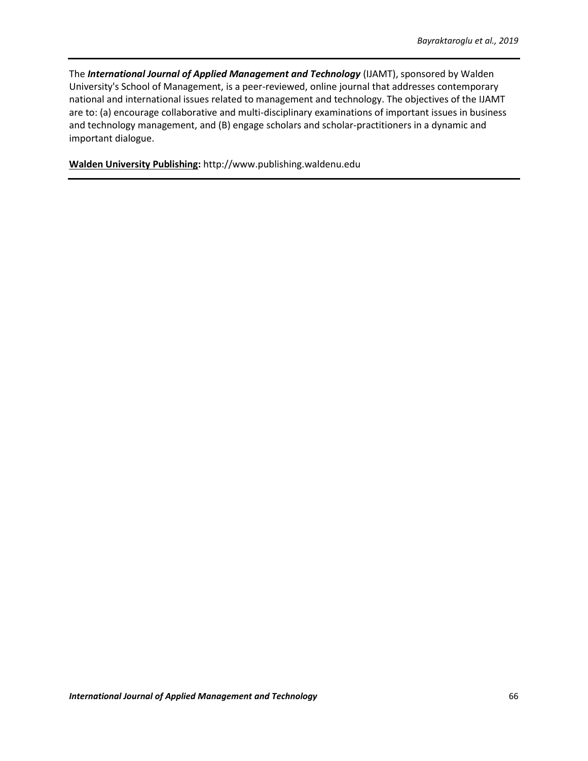The ***International Journal of Applied Management and Technology*** (IJAMT), sponsored by Walden University's School of Management, is a peer-reviewed, online journal that addresses contemporary national and international issues related to management and technology. The objectives of the IJAMT are to: (a) encourage collaborative and multi-disciplinary examinations of important issues in business and technology management, and (B) engage scholars and scholar-practitioners in a dynamic and important dialogue.

**Walden University Publishing:** http://www.publishing.waldenu.edu